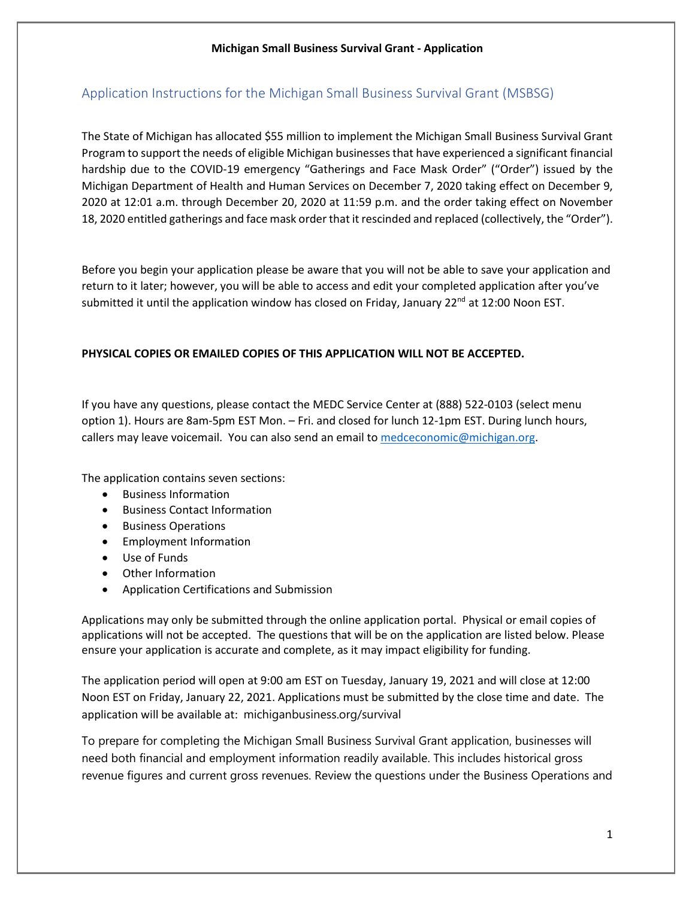**Michigan Small Business Survival Grant - Application**

## Application Instructions for the Michigan Small Business Survival Grant (MSBSG)

The State of Michigan has allocated $55 million to implement the Michigan Small Business Survival Grant Program to support the needs of eligible Michigan businesses that have experienced a significant financial hardship due to the COVID-19 emergency "Gatherings and Face Mask Order" ("Order") issued by the Michigan Department of Health and Human Services on December 7, 2020 taking effect on December 9, 2020 at 12:01 a.m. through December 20, 2020 at 11:59 p.m. and the order taking effect on November 18, 2020 entitled gatherings and face mask order that it rescinded and replaced (collectively, the "Order").

Before you begin your application please be aware that you will not be able to save your application and return to it later; however, you will be able to access and edit your completed application after you've submitted it until the application window has closed on Friday, January 22nd at 12:00 Noon EST.

**PHYSICAL COPIES OR EMAILED COPIES OF THIS APPLICATION WILL NOT BE ACCEPTED.**

If you have any questions, please contact the MEDC Service Center at (888) 522-0103 (select menu option 1). Hours are 8am-5pm EST Mon. – Fri. and closed for lunch 12-1pm EST. During lunch hours, callers may leave voicemail. You can also send an email to medceconomic@michigan.org.

The application contains seven sections:

- Business Information
- Business Contact Information
- Business Operations
- Employment Information
- Use of Funds
- Other Information
- Application Certifications and Submission

Applications may only be submitted through the online application portal. Physical or email copies of applications will not be accepted. The questions that will be on the application are listed below. Please ensure your application is accurate and complete, as it may impact eligibility for funding.

The application period will open at 9:00 am EST on Tuesday, January 19, 2021 and will close at 12:00 Noon EST on Friday, January 22, 2021. Applications must be submitted by the close time and date. The application will be available at: michiganbusiness.org/survival

To prepare for completing the Michigan Small Business Survival Grant application, businesses will need both financial and employment information readily available. This includes historical gross revenue figures and current gross revenues. Review the questions under the Business Operations and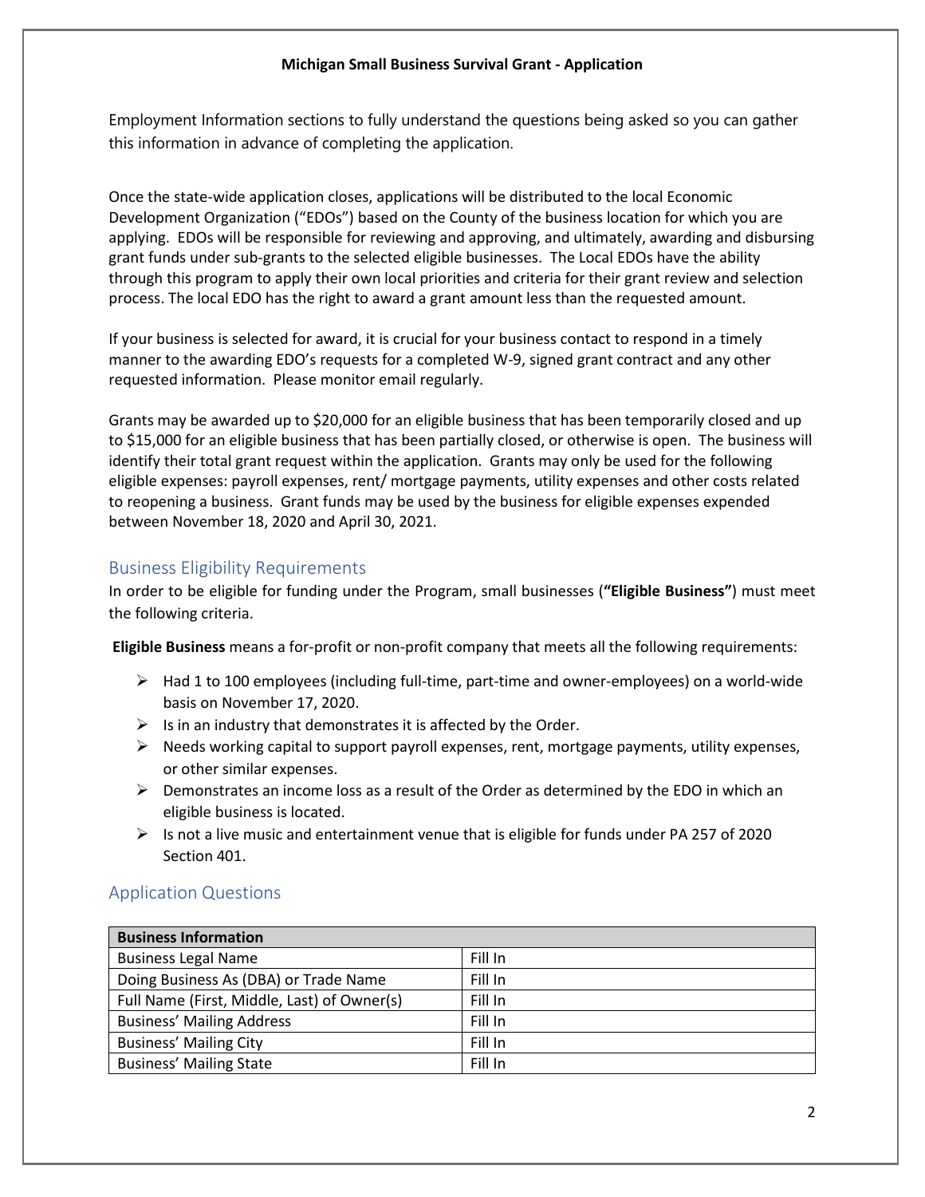Employment Information sections to fully understand the questions being asked so you can gather this information in advance of completing the application.

Once the state-wide application closes, applications will be distributed to the local Economic Development Organization ("EDOs") based on the County of the business location for which you are applying. EDOs will be responsible for reviewing and approving, and ultimately, awarding and disbursing grant funds under sub-grants to the selected eligible businesses. The Local EDOs have the ability through this program to apply their own local priorities and criteria for their grant review and selection process. The local EDO has the right to award a grant amount less than the requested amount.

If your business is selected for award, it is crucial for your business contact to respond in a timely manner to the awarding EDO's requests for a completed W-9, signed grant contract and any other requested information. Please monitor email regularly.

Grants may be awarded up to $20,000 for an eligible business that has been temporarily closed and up to $15,000 for an eligible business that has been partially closed, or otherwise is open. The business will identify their total grant request within the application. Grants may only be used for the following eligible expenses: payroll expenses, rent/ mortgage payments, utility expenses and other costs related to reopening a business. Grant funds may be used by the business for eligible expenses expended between November 18, 2020 and April 30, 2021.

## Business Eligibility Requirements

In order to be eligible for funding under the Program, small businesses (**"Eligible Business"**) must meet the following criteria.

**Eligible Business** means a for-profit or non-profit company that meets all the following requirements:

- Had 1 to 100 employees (including full-time, part-time and owner-employees) on a world-wide basis on November 17, 2020.
- Is in an industry that demonstrates it is affected by the Order.
- Needs working capital to support payroll expenses, rent, mortgage payments, utility expenses, or other similar expenses.
- Demonstrates an income loss as a result of the Order as determined by the EDO in which an eligible business is located.
- Is not a live music and entertainment venue that is eligible for funds under PA 257 of 2020 Section 401.

## Application Questions

| **Business Information** | |
|---|---|
| Business Legal Name | Fill In |
| Doing Business As (DBA) or Trade Name | Fill In |
| Full Name (First, Middle, Last) of Owner(s) | Fill In |
| Business' Mailing Address | Fill In |
| Business' Mailing City | Fill In |
| Business' Mailing State | Fill In |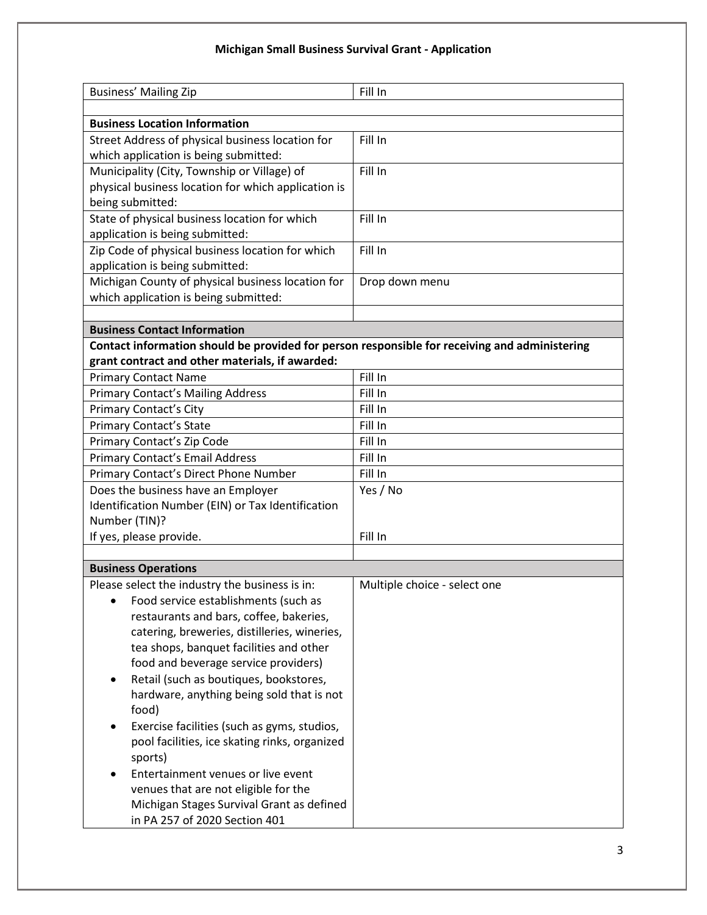**Michigan Small Business Survival Grant - Application**

| | |
|---|---|
| Business' Mailing Zip | Fill In |
| | |
| **Business Location Information** | |
| Street Address of physical business location for which application is being submitted: | Fill In |
| Municipality (City, Township or Village) of physical business location for which application is being submitted: | Fill In |
| State of physical business location for which application is being submitted: | Fill In |
| Zip Code of physical business location for which application is being submitted: | Fill In |
| Michigan County of physical business location for which application is being submitted: | Drop down menu |
| | |
| **Business Contact Information** | |
| **Contact information should be provided for person responsible for receiving and administering grant contract and other materials, if awarded:** | |
| Primary Contact Name | Fill In |
| Primary Contact's Mailing Address | Fill In |
| Primary Contact's City | Fill In |
| Primary Contact's State | Fill In |
| Primary Contact's Zip Code | Fill In |
| Primary Contact's Email Address | Fill In |
| Primary Contact's Direct Phone Number | Fill In |
| Does the business have an Employer Identification Number (EIN) or Tax Identification Number (TIN)? If yes, please provide. | Yes / No<br>Fill In |
| | |
| **Business Operations** | |
| Please select the industry the business is in:<br>• Food service establishments (such as restaurants and bars, coffee, bakeries, catering, breweries, distilleries, wineries, tea shops, banquet facilities and other food and beverage service providers)<br>• Retail (such as boutiques, bookstores, hardware, anything being sold that is not food)<br>• Exercise facilities (such as gyms, studios, pool facilities, ice skating rinks, organized sports)<br>• Entertainment venues or live event venues that are not eligible for the Michigan Stages Survival Grant as defined in PA 257 of 2020 Section 401 | Multiple choice - select one |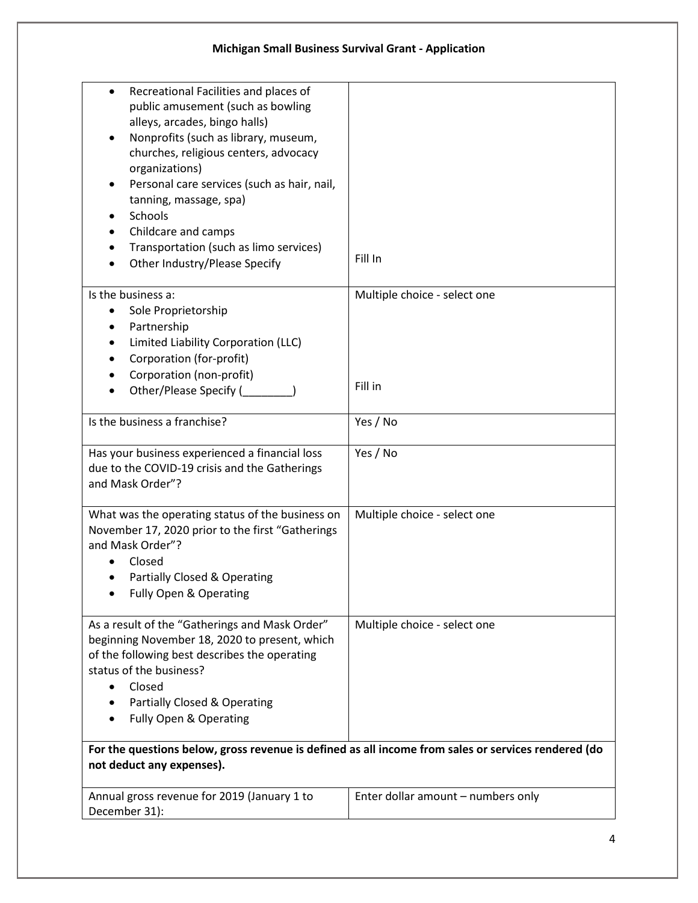## Michigan Small Business Survival Grant - Application

| | |
|---|---|
| • Recreational Facilities and places of public amusement (such as bowling alleys, arcades, bingo halls)<br>• Nonprofits (such as library, museum, churches, religious centers, advocacy organizations)<br>• Personal care services (such as hair, nail, tanning, massage, spa)<br>• Schools<br>• Childcare and camps<br>• Transportation (such as limo services)<br>• Other Industry/Please Specify | Fill In |
| Is the business a:<br>• Sole Proprietorship<br>• Partnership<br>• Limited Liability Corporation (LLC)<br>• Corporation (for-profit)<br>• Corporation (non-profit)<br>• Other/Please Specify (________) | Multiple choice - select one<br><br>Fill in |
| Is the business a franchise? | Yes / No |
| Has your business experienced a financial loss due to the COVID-19 crisis and the Gatherings and Mask Order"? | Yes / No |
| What was the operating status of the business on November 17, 2020 prior to the first "Gatherings and Mask Order"?<br>• Closed<br>• Partially Closed & Operating<br>• Fully Open & Operating | Multiple choice - select one |
| As a result of the "Gatherings and Mask Order" beginning November 18, 2020 to present, which of the following best describes the operating status of the business?<br>• Closed<br>• Partially Closed & Operating<br>• Fully Open & Operating | Multiple choice - select one |
| **For the questions below, gross revenue is defined as all income from sales or services rendered (do not deduct any expenses).** | |
| Annual gross revenue for 2019 (January 1 to December 31): | Enter dollar amount – numbers only |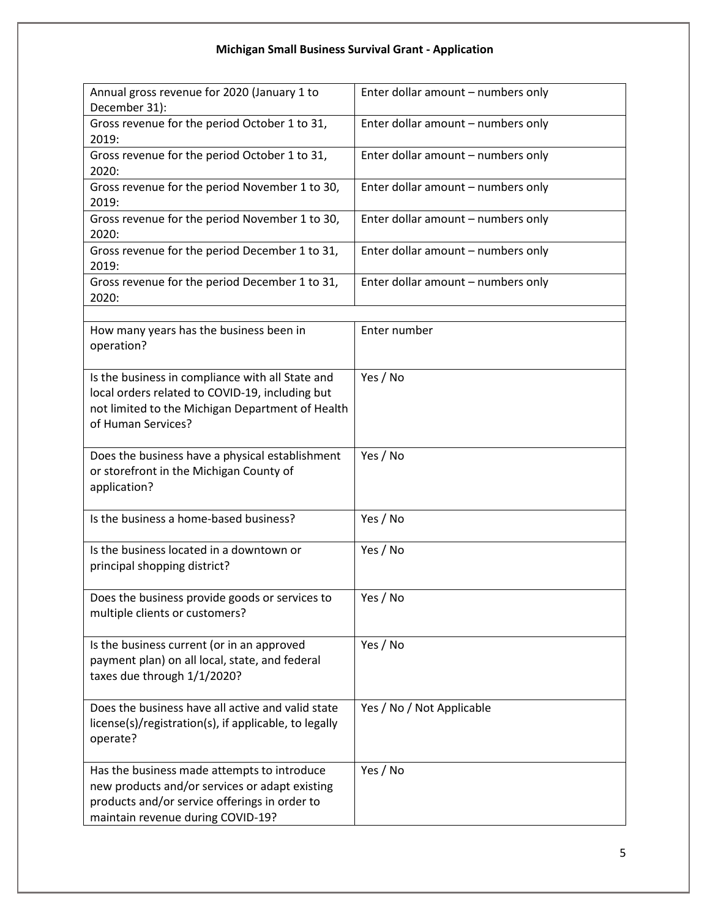**Michigan Small Business Survival Grant - Application**

| | |
|---|---|
| Annual gross revenue for 2020 (January 1 to December 31): | Enter dollar amount – numbers only |
| Gross revenue for the period October 1 to 31, 2019: | Enter dollar amount – numbers only |
| Gross revenue for the period October 1 to 31, 2020: | Enter dollar amount – numbers only |
| Gross revenue for the period November 1 to 30, 2019: | Enter dollar amount – numbers only |
| Gross revenue for the period November 1 to 30, 2020: | Enter dollar amount – numbers only |
| Gross revenue for the period December 1 to 31, 2019: | Enter dollar amount – numbers only |
| Gross revenue for the period December 1 to 31, 2020: | Enter dollar amount – numbers only |
| | |
| How many years has the business been in operation? | Enter number |
| Is the business in compliance with all State and local orders related to COVID-19, including but not limited to the Michigan Department of Health of Human Services? | Yes / No |
| Does the business have a physical establishment or storefront in the Michigan County of application? | Yes / No |
| Is the business a home-based business? | Yes / No |
| Is the business located in a downtown or principal shopping district? | Yes / No |
| Does the business provide goods or services to multiple clients or customers? | Yes / No |
| Is the business current (or in an approved payment plan) on all local, state, and federal taxes due through 1/1/2020? | Yes / No |
| Does the business have all active and valid state license(s)/registration(s), if applicable, to legally operate? | Yes / No / Not Applicable |
| Has the business made attempts to introduce new products and/or services or adapt existing products and/or service offerings in order to maintain revenue during COVID-19? | Yes / No |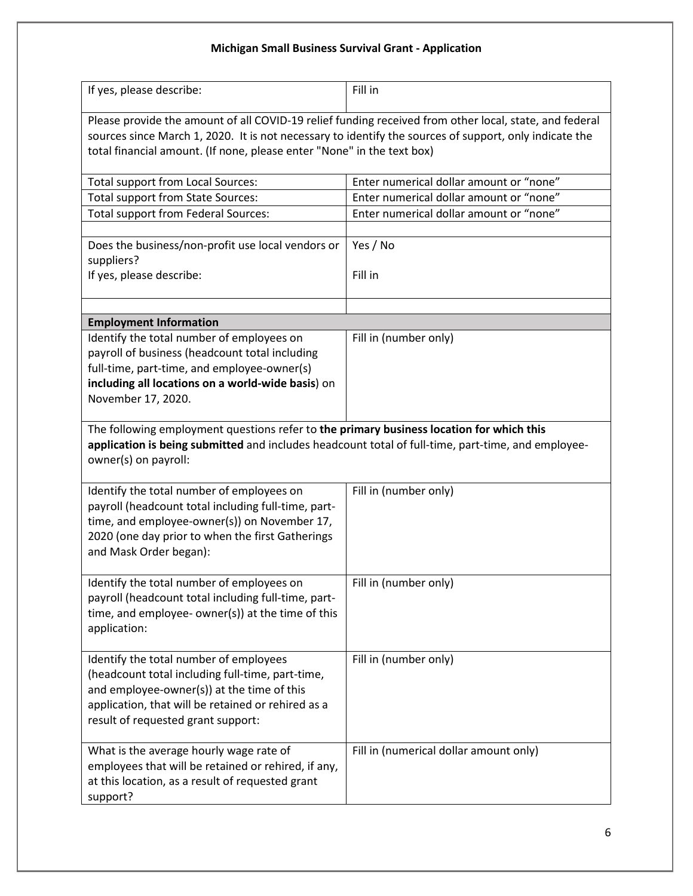## Michigan Small Business Survival Grant - Application

| | |
|---|---|
| If yes, please describe: | Fill in |
| Please provide the amount of all COVID-19 relief funding received from other local, state, and federal sources since March 1, 2020. It is not necessary to identify the sources of support, only indicate the total financial amount. (If none, please enter "None" in the text box) | |
| Total support from Local Sources: | Enter numerical dollar amount or "none" |
| Total support from State Sources: | Enter numerical dollar amount or "none" |
| Total support from Federal Sources: | Enter numerical dollar amount or "none" |
| | |
| Does the business/non-profit use local vendors or suppliers?<br>If yes, please describe: | Yes / No<br><br>Fill in |
| | |
| **Employment Information** | |
| Identify the total number of employees on payroll of business (headcount total including full-time, part-time, and employee-owner(s) **including all locations on a world-wide basis**) on November 17, 2020. | Fill in (number only) |
| The following employment questions refer to **the primary business location for which this application is being submitted** and includes headcount total of full-time, part-time, and employee-owner(s) on payroll: | |
| Identify the total number of employees on payroll (headcount total including full-time, part-time, and employee-owner(s)) on November 17, 2020 (one day prior to when the first Gatherings and Mask Order began): | Fill in (number only) |
| Identify the total number of employees on payroll (headcount total including full-time, part-time, and employee- owner(s)) at the time of this application: | Fill in (number only) |
| Identify the total number of employees (headcount total including full-time, part-time, and employee-owner(s)) at the time of this application, that will be retained or rehired as a result of requested grant support: | Fill in (number only) |
| What is the average hourly wage rate of employees that will be retained or rehired, if any, at this location, as a result of requested grant support? | Fill in (numerical dollar amount only) |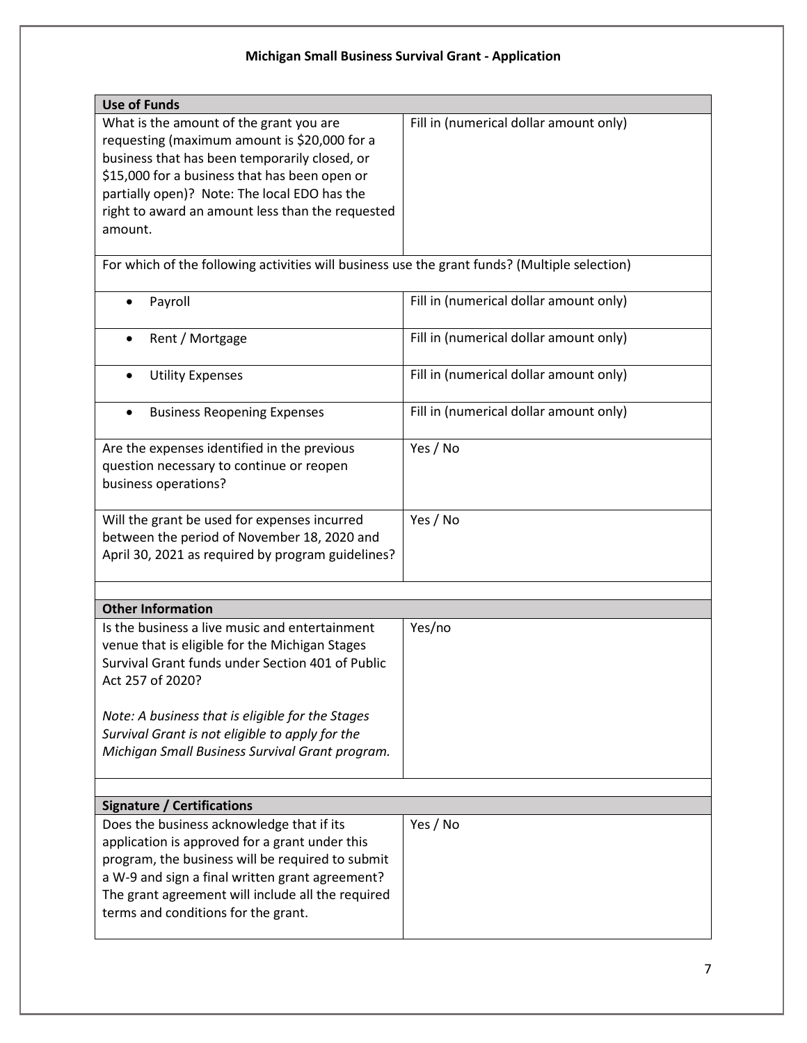## Michigan Small Business Survival Grant - Application

| **Use of Funds** | |
|---|---|
| What is the amount of the grant you are requesting (maximum amount is $20,000 for a business that has been temporarily closed, or $15,000 for a business that has been open or partially open)? Note: The local EDO has the right to award an amount less than the requested amount. | Fill in (numerical dollar amount only) |
| For which of the following activities will business use the grant funds? (Multiple selection) | |
| • Payroll | Fill in (numerical dollar amount only) |
| • Rent / Mortgage | Fill in (numerical dollar amount only) |
| • Utility Expenses | Fill in (numerical dollar amount only) |
| • Business Reopening Expenses | Fill in (numerical dollar amount only) |
| Are the expenses identified in the previous question necessary to continue or reopen business operations? | Yes / No |
| Will the grant be used for expenses incurred between the period of November 18, 2020 and April 30, 2021 as required by program guidelines? | Yes / No |

| **Other Information** | |
|---|---|
| Is the business a live music and entertainment venue that is eligible for the Michigan Stages Survival Grant funds under Section 401 of Public Act 257 of 2020?<br><br>*Note: A business that is eligible for the Stages Survival Grant is not eligible to apply for the Michigan Small Business Survival Grant program.* | Yes/no |

| **Signature / Certifications** | |
|---|---|
| Does the business acknowledge that if its application is approved for a grant under this program, the business will be required to submit a W-9 and sign a final written grant agreement? The grant agreement will include all the required terms and conditions for the grant. | Yes / No |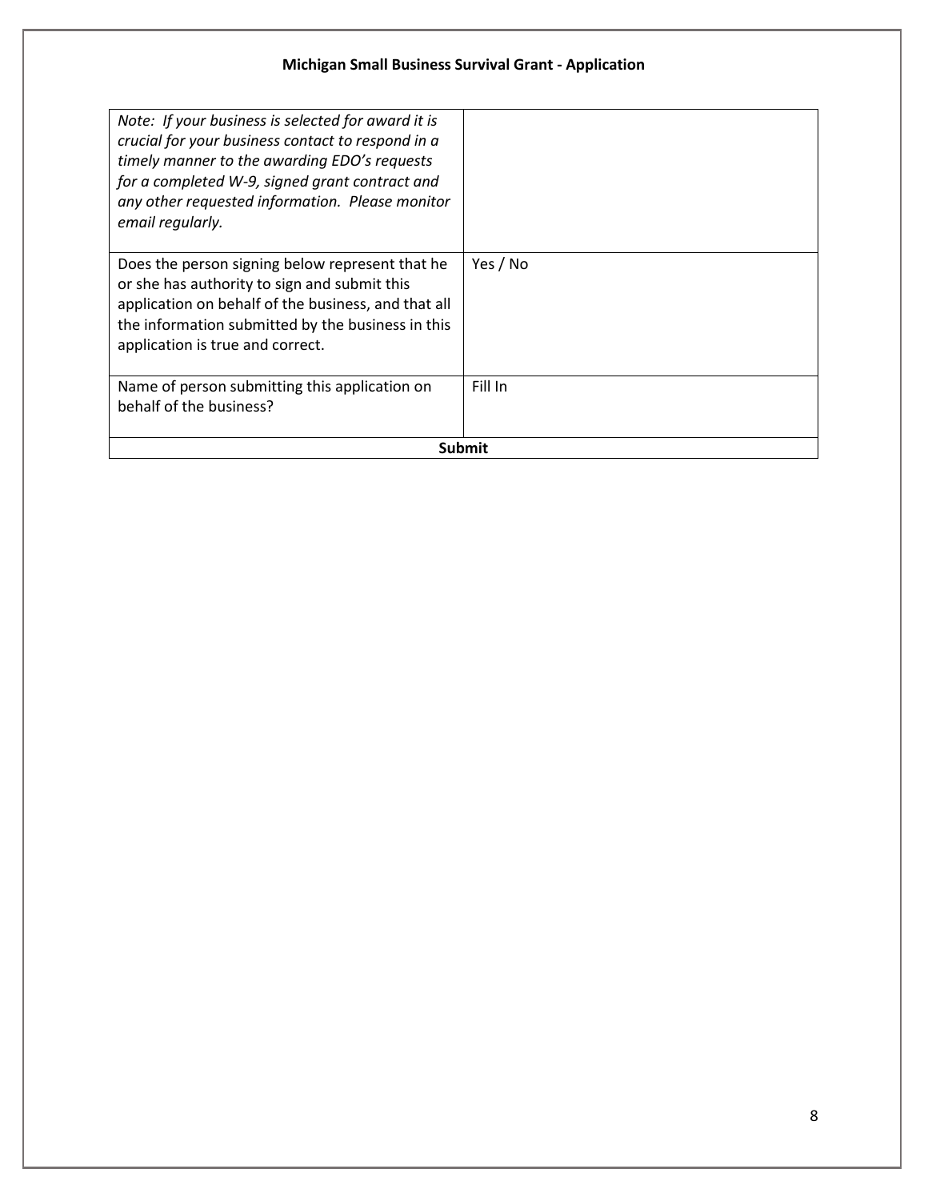**Michigan Small Business Survival Grant - Application**

| | |
|---|---|
| *Note: If your business is selected for award it is crucial for your business contact to respond in a timely manner to the awarding EDO's requests for a completed W-9, signed grant contract and any other requested information. Please monitor email regularly.* | |
| Does the person signing below represent that he or she has authority to sign and submit this application on behalf of the business, and that all the information submitted by the business in this application is true and correct. | Yes / No |
| Name of person submitting this application on behalf of the business? | Fill In |
| **Submit** | |